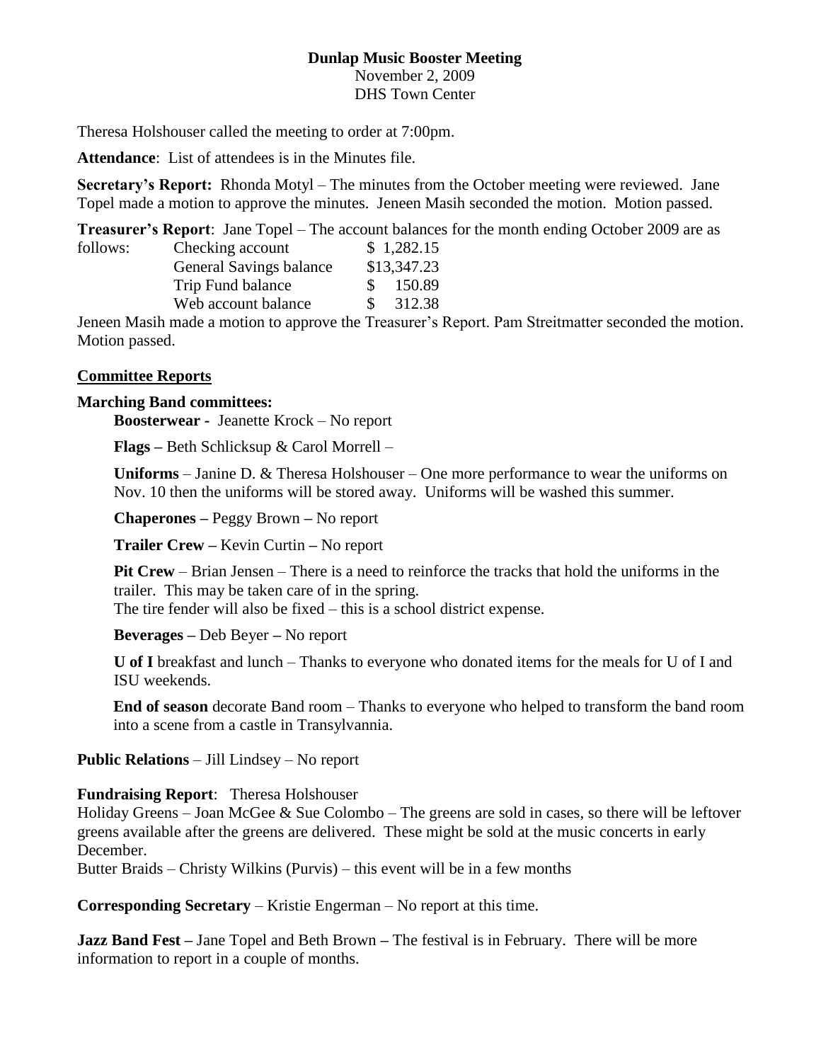**Dunlap Music Booster Meeting**
November 2, 2009
DHS Town Center

Theresa Holshouser called the meeting to order at 7:00pm.

**Attendance**: List of attendees is in the Minutes file.

**Secretary's Report:** Rhonda Motyl – The minutes from the October meeting were reviewed. Jane Topel made a motion to approve the minutes. Jeneen Masih seconded the motion. Motion passed.

**Treasurer's Report**: Jane Topel – The account balances for the month ending October 2009 are as follows:

| | |
|---|---|
| Checking account | $ 1,282.15 |
| General Savings balance | $13,347.23 |
| Trip Fund balance | $ 150.89 |
| Web account balance | $ 312.38 |

Jeneen Masih made a motion to approve the Treasurer's Report. Pam Streitmatter seconded the motion. Motion passed.

__Committee Reports__

**Marching Band committees:**

**Boosterwear -** Jeanette Krock – No report

**Flags –** Beth Schlicksup & Carol Morrell –

**Uniforms** – Janine D. & Theresa Holshouser – One more performance to wear the uniforms on Nov. 10 then the uniforms will be stored away. Uniforms will be washed this summer.

**Chaperones –** Peggy Brown **–** No report

**Trailer Crew –** Kevin Curtin **–** No report

**Pit Crew** – Brian Jensen – There is a need to reinforce the tracks that hold the uniforms in the trailer. This may be taken care of in the spring.
The tire fender will also be fixed – this is a school district expense.

**Beverages –** Deb Beyer **–** No report

**U of I** breakfast and lunch – Thanks to everyone who donated items for the meals for U of I and ISU weekends.

**End of season** decorate Band room – Thanks to everyone who helped to transform the band room into a scene from a castle in Transylvannia.

**Public Relations** – Jill Lindsey – No report

**Fundraising Report**: Theresa Holshouser
Holiday Greens – Joan McGee & Sue Colombo – The greens are sold in cases, so there will be leftover greens available after the greens are delivered. These might be sold at the music concerts in early December.
Butter Braids – Christy Wilkins (Purvis) – this event will be in a few months

**Corresponding Secretary** – Kristie Engerman – No report at this time.

**Jazz Band Fest –** Jane Topel and Beth Brown **–** The festival is in February. There will be more information to report in a couple of months.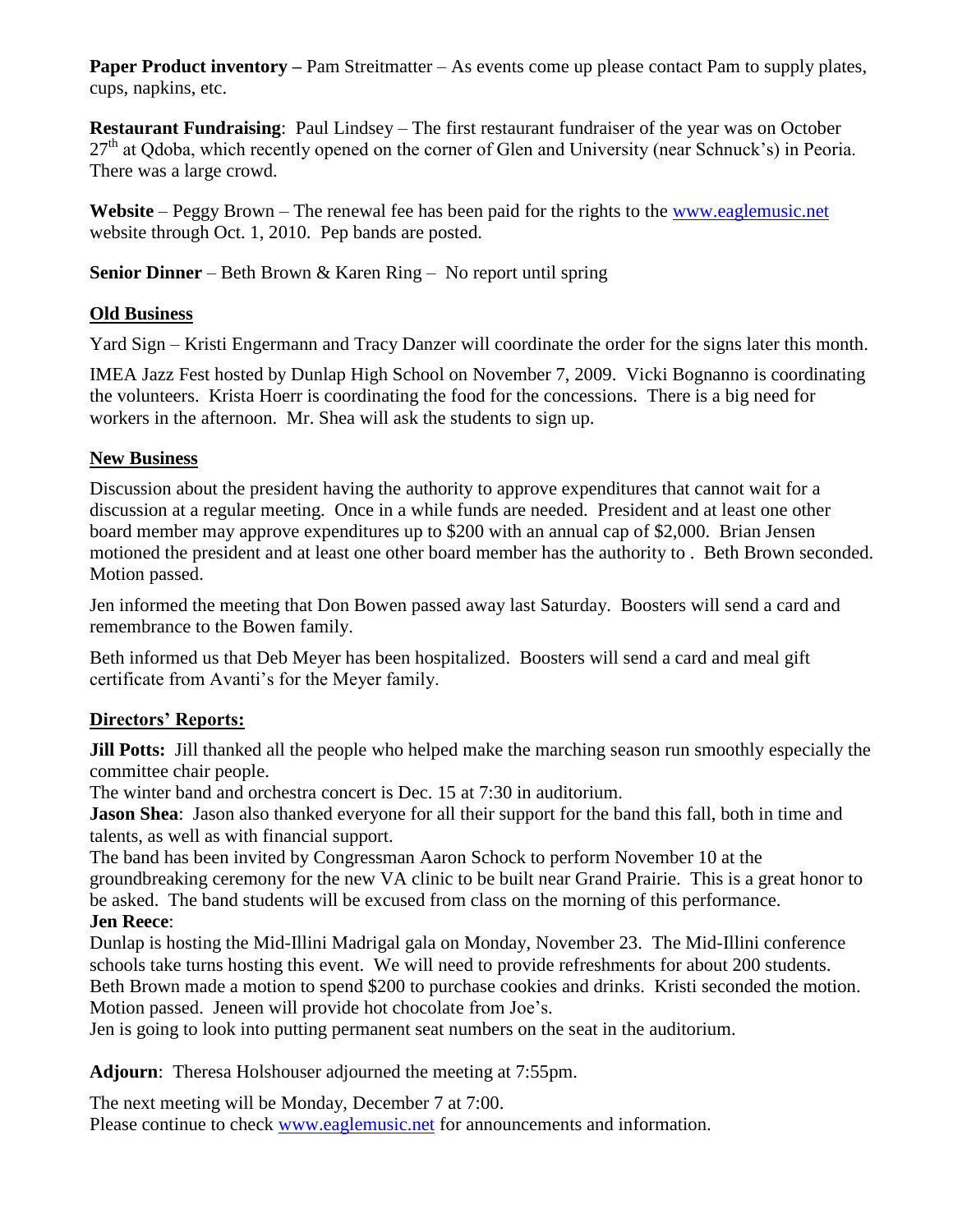**Paper Product inventory –** Pam Streitmatter – As events come up please contact Pam to supply plates, cups, napkins, etc.

**Restaurant Fundraising**: Paul Lindsey – The first restaurant fundraiser of the year was on October 27th at Qdoba, which recently opened on the corner of Glen and University (near Schnuck's) in Peoria. There was a large crowd.

**Website** – Peggy Brown – The renewal fee has been paid for the rights to the www.eaglemusic.net website through Oct. 1, 2010. Pep bands are posted.

**Senior Dinner** – Beth Brown & Karen Ring – No report until spring

## Old Business

Yard Sign – Kristi Engermann and Tracy Danzer will coordinate the order for the signs later this month.

IMEA Jazz Fest hosted by Dunlap High School on November 7, 2009. Vicki Bognanno is coordinating the volunteers. Krista Hoerr is coordinating the food for the concessions. There is a big need for workers in the afternoon. Mr. Shea will ask the students to sign up.

## New Business

Discussion about the president having the authority to approve expenditures that cannot wait for a discussion at a regular meeting. Once in a while funds are needed. President and at least one other board member may approve expenditures up to $200 with an annual cap of $2,000. Brian Jensen motioned the president and at least one other board member has the authority to . Beth Brown seconded. Motion passed.

Jen informed the meeting that Don Bowen passed away last Saturday. Boosters will send a card and remembrance to the Bowen family.

Beth informed us that Deb Meyer has been hospitalized. Boosters will send a card and meal gift certificate from Avanti's for the Meyer family.

## Directors' Reports:

**Jill Potts:** Jill thanked all the people who helped make the marching season run smoothly especially the committee chair people.
The winter band and orchestra concert is Dec. 15 at 7:30 in auditorium.
**Jason Shea**: Jason also thanked everyone for all their support for the band this fall, both in time and talents, as well as with financial support.
The band has been invited by Congressman Aaron Schock to perform November 10 at the groundbreaking ceremony for the new VA clinic to be built near Grand Prairie. This is a great honor to be asked. The band students will be excused from class on the morning of this performance.
**Jen Reece**:
Dunlap is hosting the Mid-Illini Madrigal gala on Monday, November 23. The Mid-Illini conference schools take turns hosting this event. We will need to provide refreshments for about 200 students. Beth Brown made a motion to spend $200 to purchase cookies and drinks. Kristi seconded the motion. Motion passed. Jeneen will provide hot chocolate from Joe's.
Jen is going to look into putting permanent seat numbers on the seat in the auditorium.

**Adjourn**: Theresa Holshouser adjourned the meeting at 7:55pm.

The next meeting will be Monday, December 7 at 7:00.
Please continue to check www.eaglemusic.net for announcements and information.